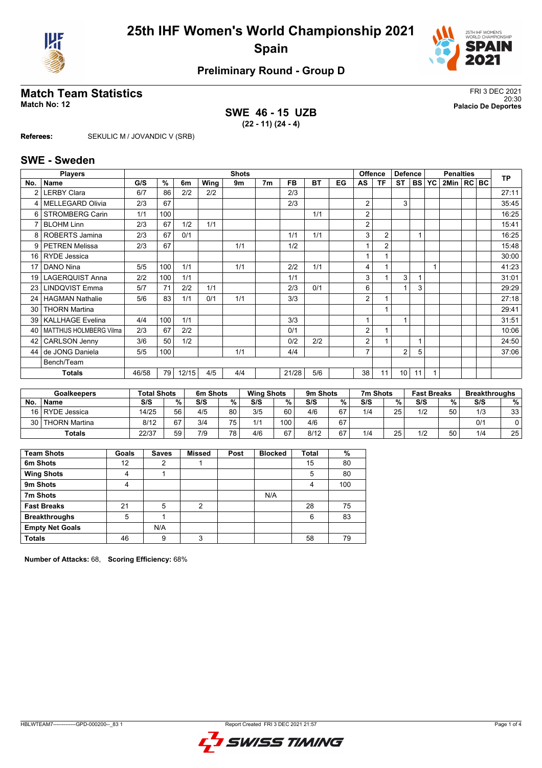# 25th IHF Women's World Championship 2021

## Spain

### Preliminary Round - Group D

## Match Team Statistics

**Match No: 12**

FRI 3 DEC 2021
20:30
**Palacio De Deportes**

**SWE 46 - 15 UZB**
**(22 - 11) (24 - 4)**

**Referees:** SEKULIC M / JOVANDIC V (SRB)

## SWE - Sweden

| No. | Name | G/S | % | 6m | Wing | 9m | 7m | FB | BT | EG | AS | TF | ST | BS | YC | 2Min | RC | BC | TP |
|---|---|---|---|---|---|---|---|---|---|---|---|---|---|---|---|---|---|---|---|
| 2 | LERBY Clara | 6/7 | 86 | 2/2 | 2/2 | | | 2/3 | | | | | | | | | | | 27:11 |
| 4 | MELLEGARD Olivia | 2/3 | 67 | | | | | 2/3 | | | 2 | | 3 | | | | | | 35:45 |
| 6 | STROMBERG Carin | 1/1 | 100 | | | | | | 1/1 | | 2 | | | | | | | | 16:25 |
| 7 | BLOHM Linn | 2/3 | 67 | 1/2 | 1/1 | | | | | | 2 | | | | | | | | 15:41 |
| 8 | ROBERTS Jamina | 2/3 | 67 | 0/1 | | | | 1/1 | 1/1 | | 3 | 2 | | 1 | | | | | 16:25 |
| 9 | PETREN Melissa | 2/3 | 67 | | | 1/1 | | 1/2 | | | 1 | 2 | | | | | | | 15:48 |
| 16 | RYDE Jessica | | | | | | | | | | 1 | 1 | | | | | | | 30:00 |
| 17 | DANO Nina | 5/5 | 100 | 1/1 | | 1/1 | | 2/2 | 1/1 | | 4 | 1 | | | 1 | | | | 41:23 |
| 19 | LAGERQUIST Anna | 2/2 | 100 | 1/1 | | | | 1/1 | | | 3 | 1 | 3 | 1 | | | | | 31:01 |
| 23 | LINDQVIST Emma | 5/7 | 71 | 2/2 | 1/1 | | | 2/3 | 0/1 | | 6 | | 1 | 3 | | | | | 29:29 |
| 24 | HAGMAN Nathalie | 5/6 | 83 | 1/1 | 0/1 | 1/1 | | 3/3 | | | 2 | 1 | | | | | | | 27:18 |
| 30 | THORN Martina | | | | | | | | | | | 1 | | | | | | | 29:41 |
| 39 | KALLHAGE Evelina | 4/4 | 100 | 1/1 | | | | 3/3 | | | 1 | | 1 | | | | | | 31:51 |
| 40 | MATTHIJS HOLMBERG Vilma | 2/3 | 67 | 2/2 | | | | 0/1 | | | 2 | 1 | | | | | | | 10:06 |
| 42 | CARLSON Jenny | 3/6 | 50 | 1/2 | | | | 0/2 | 2/2 | | 2 | 1 | | 1 | | | | | 24:50 |
| 44 | de JONG Daniela | 5/5 | 100 | | | 1/1 | | 4/4 | | | 7 | | 2 | 5 | | | | | 37:06 |
| | Bench/Team | | | | | | | | | | | | | | | | | | |
| | **Totals** | 46/58 | 79 | 12/15 | 4/5 | 4/4 | | 21/28 | 5/6 | | 38 | 11 | 10 | 11 | 1 | | | | |

| No. | Goalkeepers | Total Shots S/S | % | 6m Shots S/S | % | Wing Shots S/S | % | 9m Shots S/S | % | 7m Shots S/S | % | Fast Breaks S/S | % | Breakthroughs S/S | % |
|---|---|---|---|---|---|---|---|---|---|---|---|---|---|---|---|
| 16 | RYDE Jessica | 14/25 | 56 | 4/5 | 80 | 3/5 | 60 | 4/6 | 67 | 1/4 | 25 | 1/2 | 50 | 1/3 | 33 |
| 30 | THORN Martina | 8/12 | 67 | 3/4 | 75 | 1/1 | 100 | 4/6 | 67 | | | | | 0/1 | 0 |
| | **Totals** | 22/37 | 59 | 7/9 | 78 | 4/6 | 67 | 8/12 | 67 | 1/4 | 25 | 1/2 | 50 | 1/4 | 25 |

| Team Shots | Goals | Saves | Missed | Post | Blocked | Total | % |
|---|---|---|---|---|---|---|---|
| 6m Shots | 12 | 2 | 1 | | | 15 | 80 |
| Wing Shots | 4 | 1 | | | | 5 | 80 |
| 9m Shots | 4 | | | | | 4 | 100 |
| 7m Shots | | | | | N/A | | |
| Fast Breaks | 21 | 5 | 2 | | | 28 | 75 |
| Breakthroughs | 5 | 1 | | | | 6 | 83 |
| Empty Net Goals | | N/A | | | | | |
| **Totals** | 46 | 9 | 3 | | | 58 | 79 |

**Number of Attacks:** 68, **Scoring Efficiency:** 68%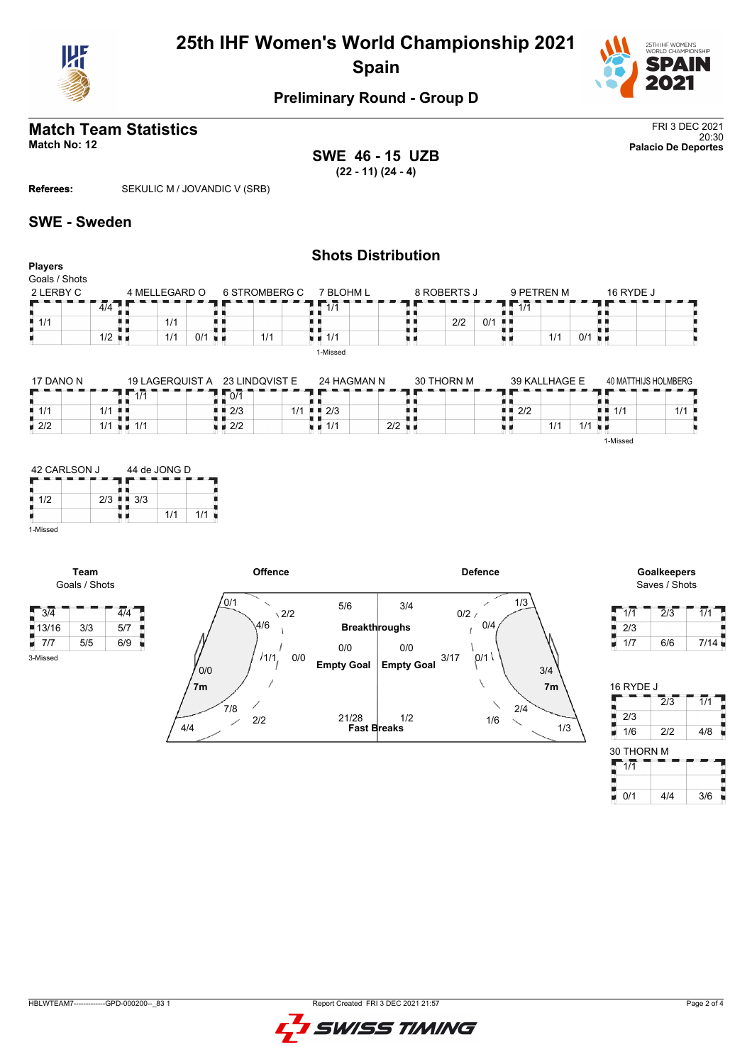# 25th IHF Women's World Championship 2021

## Spain

### Preliminary Round - Group D

## Match Team Statistics

**Match No: 12**

FRI 3 DEC 2021
20:30
**Palacio De Deportes**

**SWE 46 - 15 UZB**
**(22 - 11) (24 - 4)**

**Referees:** SEKULIC M / JOVANDIC V (SRB)

## SWE - Sweden

### Shots Distribution

**Players**
Goals / Shots

**2 LERBY C**

| | | |
|---|---|---|
| | | 4/4 |
| 1/1 | | |
| | | 1/2 |

**4 MELLEGARD O**

| | | |
|---|---|---|
| | | |
| | 1/1 | |
| | 1/1 | 0/1 |

**6 STROMBERG C**

| | | |
|---|---|---|
| | | |
| | | |
| | 1/1 | |

**7 BLOHM L**

| | | |
|---|---|---|
| 1/1 | | |
| | | |
| 1/1 | | |

1-Missed

**8 ROBERTS J**

| | | |
|---|---|---|
| | | |
| | 2/2 | 0/1 |
| | | |

**9 PETREN M**

| | | |
|---|---|---|
| 1/1 | | |
| | | |
| | 1/1 | 0/1 |

**16 RYDE J**

| | | |
|---|---|---|
| | | |
| | | |
| | | |

**17 DANO N**

| | | |
|---|---|---|
| | | |
| 1/1 | | 1/1 |
| 2/2 | | 1/1 |

**19 LAGERQUIST A**

| | | |
|---|---|---|
| 1/1 | | |
| | | |
| 1/1 | | |

**23 LINDQVIST E**

| | | |
|---|---|---|
| 0/1 | | |
| 2/3 | | 1/1 |
| 2/2 | | |

**24 HAGMAN N**

| | | |
|---|---|---|
| | | |
| 2/3 | | |
| 1/1 | | 2/2 |

**30 THORN M**

| | | |
|---|---|---|
| | | |
| | | |
| | | |

**39 KALLHAGE E**

| | | |
|---|---|---|
| | | |
| 2/2 | | |
| | 1/1 | 1/1 |

**40 MATTHIJS HOLMBERG**

| | | |
|---|---|---|
| | | |
| 1/1 | | 1/1 |
| | | |

1-Missed

**42 CARLSON J**

| | | |
|---|---|---|
| | | |
| 1/2 | | 2/3 |
| | | |

1-Missed

**44 de JONG D**

| | | |
|---|---|---|
| | | |
| 3/3 | | |
| | 1/1 | 1/1 |

**Team**
Goals / Shots

| | | |
|---|---|---|
| 3/4 | | 4/4 |
| 13/16 | 3/3 | 5/7 |
| 7/7 | 5/5 | 6/9 |

3-Missed

**Offence**

| Position | Goals / Shots |
|---|---|
| Left wing | 0/1 |
| Left 9m | 4/6 |
| Centre 9m | 2/2 |
| Centre 6m | 1/1 |
| Left 6m | 0/0 |
| Left back | 0/0 |
| 7m | 7/8 |
| Right 6m | 2/2 |
| Long range | 4/4 |
| Breakthroughs | 5/6 |
| Empty Goal | 0/0 |
| Fast Breaks | 21/28 |

**Defence**

| Position | Saves / Shots |
|---|---|
| Breakthroughs | 3/4 |
| Empty Goal | 0/0 |
| Fast Breaks | 1/2 |
| | 0/2 |
| | 1/3 |
| | 0/4 |
| | 3/17 |
| | 0/1 |
| | 3/4 |
| 7m | 2/4 |
| | 1/6 |
| | 1/3 |

**Goalkeepers**
Saves / Shots

| | | |
|---|---|---|
| 1/1 | 2/3 | 1/1 |
| 2/3 | | |
| 1/7 | 6/6 | 7/14 |

**16 RYDE J**

| | | |
|---|---|---|
| | 2/3 | 1/1 |
| 2/3 | | |
| 1/6 | 2/2 | 4/8 |

**30 THORN M**

| | | |
|---|---|---|
| 1/1 | | |
| | | |
| 0/1 | 4/4 | 3/6 |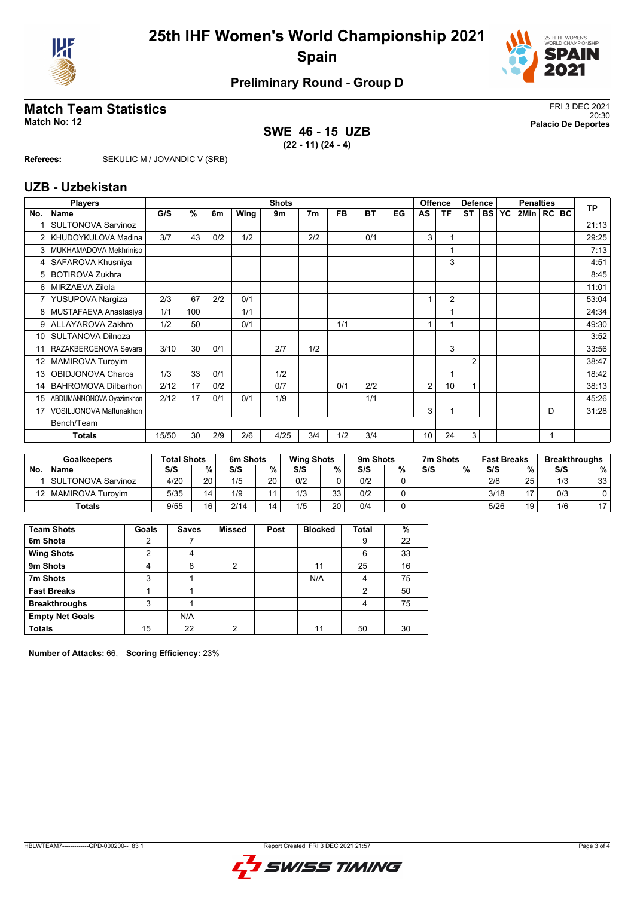# 25th IHF Women's World Championship 2021
## Spain

### Preliminary Round - Group D

## Match Team Statistics

**Match No: 12**

FRI 3 DEC 2021
20:30
**Palacio De Deportes**

**SWE 46 - 15 UZB**
**(22 - 11) (24 - 4)**

**Referees:** SEKULIC M / JOVANDIC V (SRB)

## UZB - Uzbekistan

| Players | | Shots | | | | | | | | | Offence | | Defence | | | Penalties | | | TP |
|---|---|---|---|---|---|---|---|---|---|---|---|---|---|---|---|---|---|---|---|
| No. | Name | G/S | % | 6m | Wing | 9m | 7m | FB | BT | EG | AS | TF | ST | BS | YC | 2Min | RC | BC | |
| 1 | SULTONOVA Sarvinoz | | | | | | | | | | | | | | | | | | 21:13 |
| 2 | KHUDOYKULOVA Madina | 3/7 | 43 | 0/2 | 1/2 | | 2/2 | | 0/1 | | 3 | 1 | | | | | | | 29:25 |
| 3 | MUKHAMADOVA Mekhriniso | | | | | | | | | | | 1 | | | | | | | 7:13 |
| 4 | SAFAROVA Khusniya | | | | | | | | | | | 3 | | | | | | | 4:51 |
| 5 | BOTIROVA Zukhra | | | | | | | | | | | | | | | | | | 8:45 |
| 6 | MIRZAEVA Zilola | | | | | | | | | | | | | | | | | | 11:01 |
| 7 | YUSUPOVA Nargiza | 2/3 | 67 | 2/2 | 0/1 | | | | | | 1 | 2 | | | | | | | 53:04 |
| 8 | MUSTAFAEVA Anastasiya | 1/1 | 100 | | 1/1 | | | | | | | 1 | | | | | | | 24:34 |
| 9 | ALLAYAROVA Zakhro | 1/2 | 50 | | 0/1 | | | 1/1 | | | 1 | 1 | | | | | | | 49:30 |
| 10 | SULTANOVA Dilnoza | | | | | | | | | | | | | | | | | | 3:52 |
| 11 | RAZAKBERGENOVA Sevara | 3/10 | 30 | 0/1 | | 2/7 | 1/2 | | | | | 3 | | | | | | | 33:56 |
| 12 | MAMIROVA Turoyim | | | | | | | | | | | | 2 | | | | | | 38:47 |
| 13 | OBIDJONOVA Charos | 1/3 | 33 | 0/1 | | 1/2 | | | | | | 1 | | | | | | | 18:42 |
| 14 | BAHROMOVA Dilbarhon | 2/12 | 17 | 0/2 | | 0/7 | | 0/1 | 2/2 | | 2 | 10 | 1 | | | | | | 38:13 |
| 15 | ABDUMANNONOVA Oyazimkhon | 2/12 | 17 | 0/1 | 0/1 | 1/9 | | | 1/1 | | | | | | | | | | 45:26 |
| 17 | VOSILJONOVA Maftunakhon | | | | | | | | | | 3 | 1 | | | | | D | | 31:28 |
| | Bench/Team | | | | | | | | | | | | | | | | | | |
| | **Totals** | 15/50 | 30 | 2/9 | 2/6 | 4/25 | 3/4 | 1/2 | 3/4 | | 10 | 24 | 3 | | | | 1 | | |

| Goalkeepers | | Total Shots | | 6m Shots | | Wing Shots | | 9m Shots | | 7m Shots | | Fast Breaks | | Breakthroughs | |
|---|---|---|---|---|---|---|---|---|---|---|---|---|---|---|---|
| No. | Name | S/S | % | S/S | % | S/S | % | S/S | % | S/S | % | S/S | % | S/S | % |
| 1 | SULTONOVA Sarvinoz | 4/20 | 20 | 1/5 | 20 | 0/2 | 0 | 0/2 | 0 | | | 2/8 | 25 | 1/3 | 33 |
| 12 | MAMIROVA Turoyim | 5/35 | 14 | 1/9 | 11 | 1/3 | 33 | 0/2 | 0 | | | 3/18 | 17 | 0/3 | 0 |
| | **Totals** | 9/55 | 16 | 2/14 | 14 | 1/5 | 20 | 0/4 | 0 | | | 5/26 | 19 | 1/6 | 17 |

| Team Shots | Goals | Saves | Missed | Post | Blocked | Total | % |
|---|---|---|---|---|---|---|---|
| **6m Shots** | 2 | 7 | | | | 9 | 22 |
| **Wing Shots** | 2 | 4 | | | | 6 | 33 |
| **9m Shots** | 4 | 8 | 2 | | 11 | 25 | 16 |
| **7m Shots** | 3 | 1 | | | N/A | 4 | 75 |
| **Fast Breaks** | 1 | 1 | | | | 2 | 50 |
| **Breakthroughs** | 3 | 1 | | | | 4 | 75 |
| **Empty Net Goals** | | N/A | | | | | |
| **Totals** | 15 | 22 | 2 | | 11 | 50 | 30 |

**Number of Attacks:** 66, **Scoring Efficiency:** 23%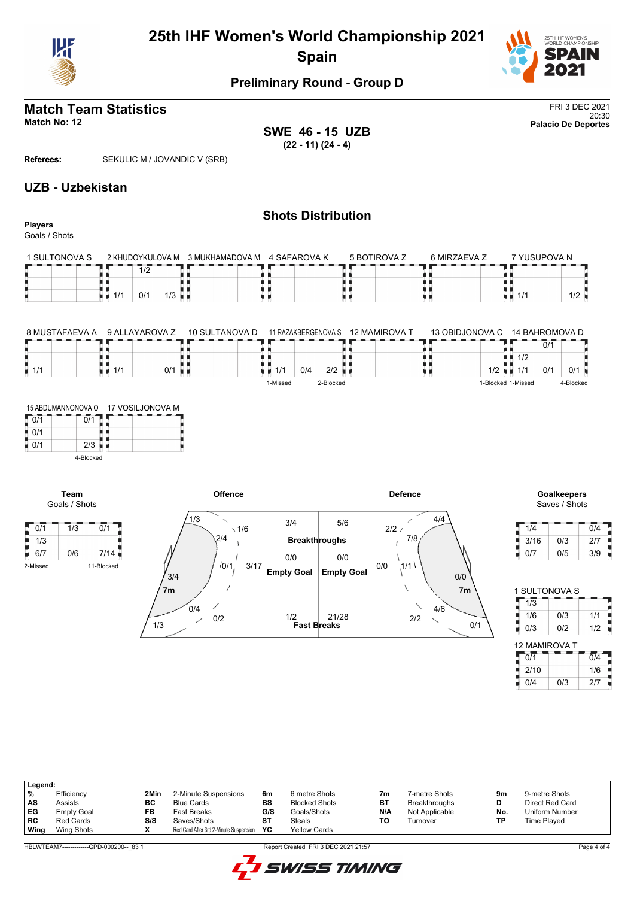# 25th IHF Women's World Championship 2021

## Spain

### Preliminary Round - Group D

## Match Team Statistics

**Match No: 12**

FRI 3 DEC 2021
20:30
**Palacio De Deportes**

**SWE 46 - 15 UZB**
**(22 - 11) (24 - 4)**

**Referees:** SEKULIC M / JOVANDIC V (SRB)

## UZB - Uzbekistan

### Shots Distribution

**Players**
Goals / Shots

1 SULTONOVA S

2 KHUDOYKULOVA M

| | | |
|---|---|---|
| | 1/2 | |
| | | |
| 1/1 | 0/1 | 1/3 |

3 MUKHAMADOVA M

4 SAFAROVA K

5 BOTIROVA Z

6 MIRZAEVA Z

7 YUSUPOVA N

| | | |
|---|---|---|
| | | |
| | | |
| 1/1 | | 1/2 |

8 MUSTAFAEVA A

| | | |
|---|---|---|
| | | |
| | | |
| 1/1 | | |

9 ALLAYAROVA Z

| | | |
|---|---|---|
| | | |
| | | |
| 1/1 | | 0/1 |

10 SULTONOVA D

11 RAZAKBERGENOVA S

| | | |
|---|---|---|
| | | |
| | | |
| 1/1 | 0/4 | 2/2 |

1-Missed 2-Blocked

12 MAMIROVA T

13 OBIDJONOVA C

| | | |
|---|---|---|
| | | |
| | | |
| | | 1/2 |

1-Blocked

14 BAHROMOVA D

| | | |
|---|---|---|
| | 0/1 | |
| 1/2 | | |
| 1/1 | 0/1 | 0/1 |

1-Missed 4-Blocked

15 ABDUMANNONOVA O

| | | |
|---|---|---|
| 0/1 | | 0/1 |
| 0/1 | | |
| 0/1 | | 2/3 |

4-Blocked

17 VOSILJONOVA M

**Team**
Goals / Shots

| | | |
|---|---|---|
| 0/1 | 1/3 | 0/1 |
| 1/3 | | |
| 6/7 | 0/6 | 7/14 |

2-Missed 11-Blocked

**Offence**

1/3
1/6
2/4
3/4
0/1
3/17
7m
0/4
0/2
1/3

3/4 5/6
Breakthroughs
0/0 0/0
Empty Goal Empty Goal
1/2 21/28
Fast Breaks

**Defence**

4/4
2/2
7/8
0/0
1/1
0/0
7m
4/6
2/2
0/1

**Goalkeepers**
Saves / Shots

| | | |
|---|---|---|
| 1/4 | | 0/4 |
| 3/16 | 0/3 | 2/7 |
| 0/7 | 0/5 | 3/9 |

1 SULTONOVA S

| | | |
|---|---|---|
| 1/3 | | |
| 1/6 | 0/3 | 1/1 |
| 0/3 | 0/2 | 1/2 |

12 MAMIROVA T

| | | |
|---|---|---|
| 0/1 | | 0/4 |
| 2/10 | | 1/6 |
| 0/4 | 0/3 | 2/7 |

| Legend: | | | | | | | | | |
|---|---|---|---|---|---|---|---|---|---|
| % | Efficiency | 2Min | 2-Minute Suspensions | 6m | 6 metre Shots | 7m | 7-metre Shots | 9m | 9-metre Shots |
| AS | Assists | BC | Blue Cards | BS | Blocked Shots | BT | Breakthroughs | D | Direct Red Card |
| EG | Empty Goal | FB | Fast Breaks | G/S | Goals/Shots | N/A | Not Applicable | No. | Uniform Number |
| RC | Red Cards | S/S | Saves/Shots | ST | Steals | TO | Turnover | TP | Time Played |
| Wing | Wing Shots | X | Red Card After 3rd 2-Minute Suspension | YC | Yellow Cards | | | | |

HBLWTEAM7--------------GPD-000200--_83 1 Report Created FRI 3 DEC 2021 21:57